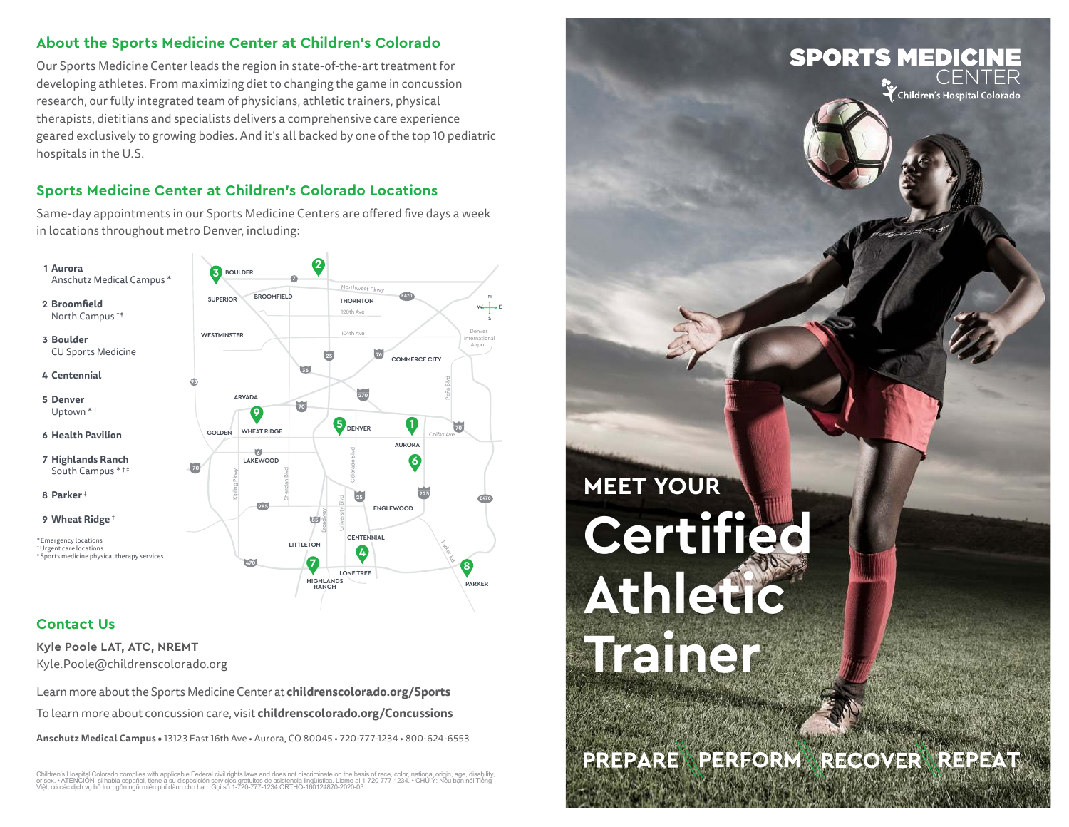## About the Sports Medicine Center at Children's Colorado

Our Sports Medicine Center leads the region in state-of-the-art treatment for developing athletes. From maximizing diet to changing the game in concussion research, our fully integrated team of physicians, athletic trainers, physical therapists, dietitians and specialists delivers a comprehensive care experience geared exclusively to growing bodies. And it's all backed by one of the top 10 pediatric hospitals in the U.S.

## Sports Medicine Center at Children's Colorado Locations

Same-day appointments in our Sports Medicine Centers are offered five days a week in locations throughout metro Denver, including:

1. **Aurora**
   Anschutz Medical Campus *
2. **Broomfield**
   North Campus †‡
3. **Boulder**
   CU Sports Medicine
4. **Centennial**
5. **Denver**
   Uptown * †
6. **Health Pavilion**
7. **Highlands Ranch**
   South Campus * †‡
8. **Parker** †
9. **Wheat Ridge** †

\* Emergency locations
† Urgent care locations
‡ Sports medicine physical therapy services

## Contact Us

**Kyle Poole LAT, ATC, NREMT**
Kyle.Poole@childrenscolorado.org

Learn more about the Sports Medicine Center at **childrenscolorado.org/Sports**

To learn more about concussion care, visit **childrenscolorado.org/Concussions**

**Anschutz Medical Campus** • 13123 East 16th Ave • Aurora, CO 80045 • 720-777-1234 • 800-624-6553

Children's Hospital Colorado complies with applicable Federal civil rights laws and does not discriminate on the basis of race, color, national origin, age, disability, or sex. • ATENCIÓN: si habla español, tiene a su disposición servicios gratuitos de asistencia lingüística. Llame al 1-720-777-1234. • CHÚ Ý: Nếu bạn nói Tiếng Việt, có các dịch vụ hỗ trợ ngôn ngữ miễn phí dành cho bạn. Gọi số 1-720-777-1234.ORTHO-160124870-2020-03

**SPORTS MEDICINE CENTER**
Children's Hospital Colorado

# MEET YOUR Certified Athletic Trainer

**PREPARE PERFORM RECOVER REPEAT**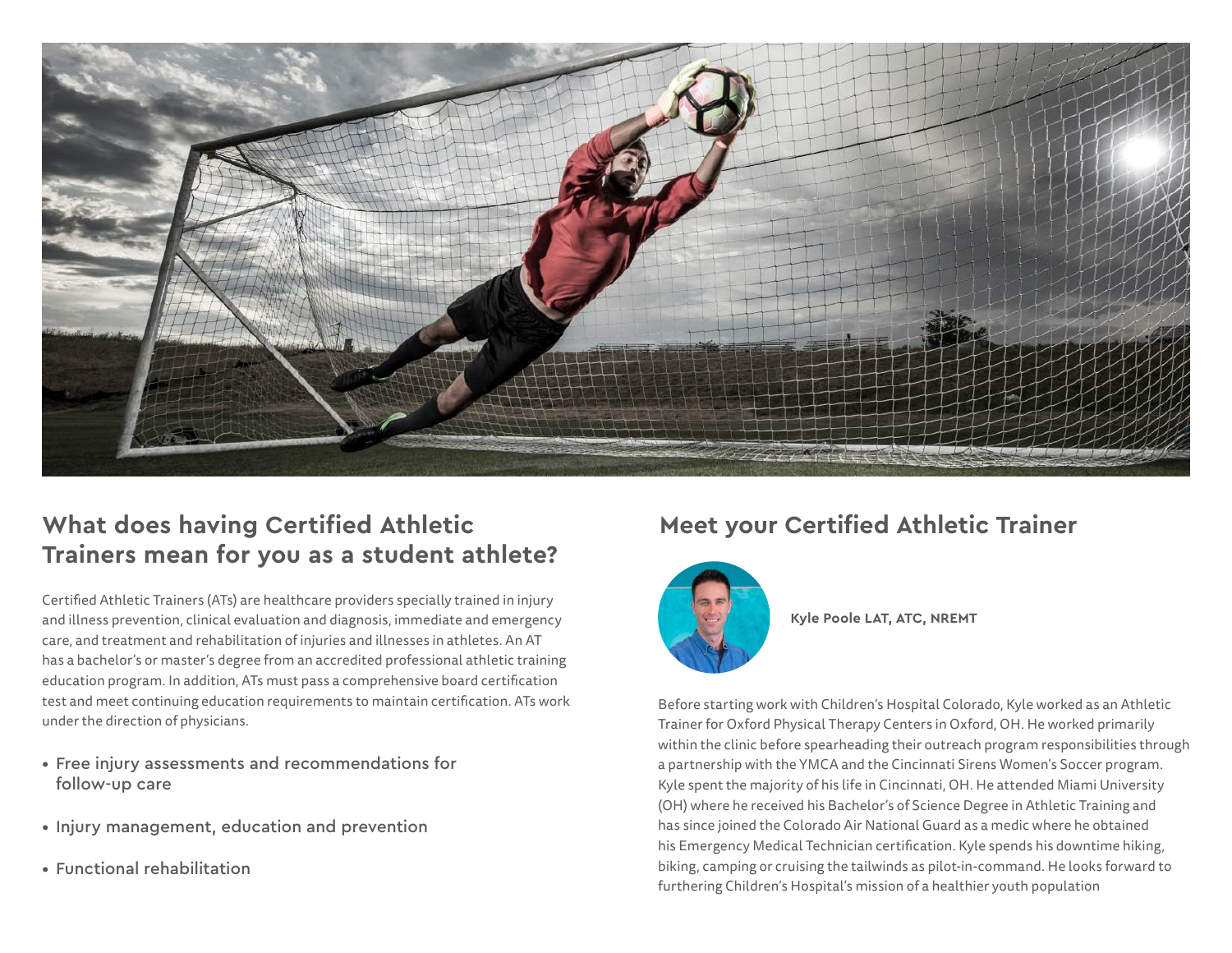## What does having Certified Athletic Trainers mean for you as a student athlete?

Certified Athletic Trainers (ATs) are healthcare providers specially trained in injury and illness prevention, clinical evaluation and diagnosis, immediate and emergency care, and treatment and rehabilitation of injuries and illnesses in athletes. An AT has a bachelor's or master's degree from an accredited professional athletic training education program. In addition, ATs must pass a comprehensive board certification test and meet continuing education requirements to maintain certification. ATs work under the direction of physicians.

- Free injury assessments and recommendations for follow-up care
- Injury management, education and prevention
- Functional rehabilitation

## Meet your Certified Athletic Trainer

**Kyle Poole LAT, ATC, NREMT**

Before starting work with Children's Hospital Colorado, Kyle worked as an Athletic Trainer for Oxford Physical Therapy Centers in Oxford, OH. He worked primarily within the clinic before spearheading their outreach program responsibilities through a partnership with the YMCA and the Cincinnati Sirens Women's Soccer program. Kyle spent the majority of his life in Cincinnati, OH. He attended Miami University (OH) where he received his Bachelor's of Science Degree in Athletic Training and has since joined the Colorado Air National Guard as a medic where he obtained his Emergency Medical Technician certification. Kyle spends his downtime hiking, biking, camping or cruising the tailwinds as pilot-in-command. He looks forward to furthering Children's Hospital's mission of a healthier youth population